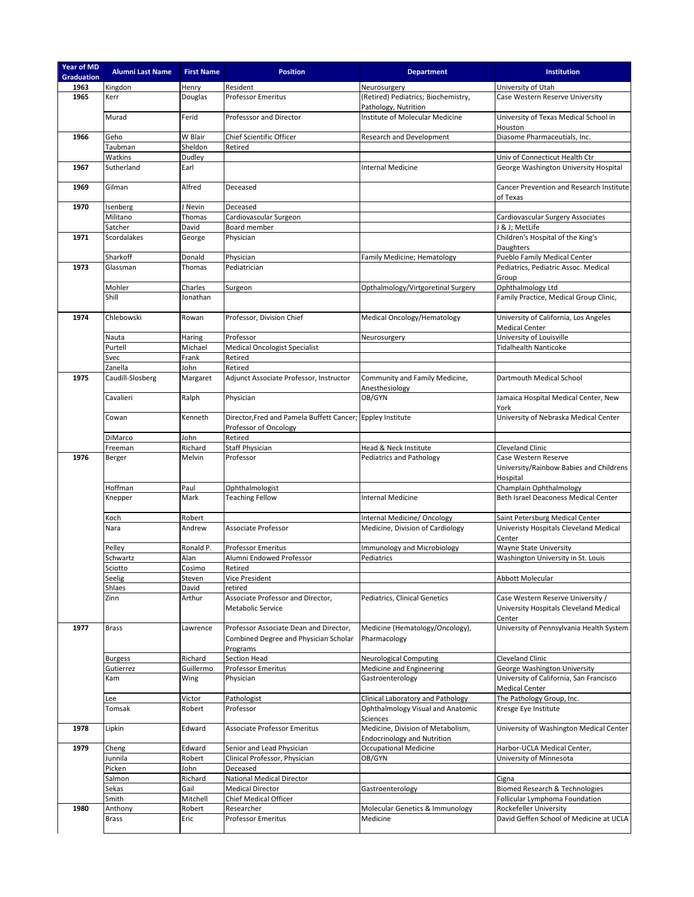| Year of MD Graduation | Alumni Last Name | First Name | Position | Department | Institution |
|---|---|---|---|---|---|
| 1963 | Kingdon | Henry | Resident | Neurosurgery | University of Utah |
| 1965 | Kerr | Douglas | Professor Emeritus | (Retired) Pediatrics; Biochemistry, Pathology, Nutrition | Case Western Reserve University |
| | Murad | Ferid | Professsor and Director | Institute of Molecular Medicine | University of Texas Medical School in Houston |
| 1966 | Geho | W Blair | Chief Scientific Officer | Research and Development | Diasome Pharmaceutials, Inc. |
| | Taubman | Sheldon | Retired | | |
| | Watkins | Dudley | | | Univ of Connecticut Health Ctr |
| 1967 | Sutherland | Earl | | Internal Medicine | George Washington University Hospital |
| 1969 | Gilman | Alfred | Deceased | | Cancer Prevention and Research Institute of Texas |
| 1970 | Isenberg | J Nevin | Deceased | | |
| | Militano | Thomas | Cardiovascular Surgeon | | Cardiovascular Surgery Associates |
| | Satcher | David | Board member | | J & J; MetLife |
| 1971 | Scordalakes | George | Physician | | Children's Hospital of the King's Daughters |
| | Sharkoff | Donald | Physician | Family Medicine; Hematology | Pueblo Family Medical Center |
| 1973 | Glassman | Thomas | Pediatrician | | Pediatrics, Pediatric Assoc. Medical Group |
| | Mohler | Charles | Surgeon | Opthalmology/Virtgoretinal Surgery | Ophthalmology Ltd |
| | Shill | Jonathan | | | Family Practice, Medical Group Clinic, |
| 1974 | Chlebowski | Rowan | Professor, Division Chief | Medical Oncology/Hematology | University of California, Los Angeles Medical Center |
| | Nauta | Haring | Professor | Neurosurgery | University of Louisville |
| | Purtell | Michael | Medical Oncologist Specialist | | Tidalhealth Nanticoke |
| | Svec | Frank | Retired | | |
| | Zanella | John | Retired | | |
| 1975 | Caudill-Slosberg | Margaret | Adjunct Associate Professor, Instructor | Community and Family Medicine, Anesthesiology | Dartmouth Medical School |
| | Cavalieri | Ralph | Physician | OB/GYN | Jamaica Hospital Medical Center, New York |
| | Cowan | Kenneth | Director,Fred and Pamela Buffett Cancer; Professor of Oncology | Eppley Institute | University of Nebraska Medical Center |
| | DiMarco | John | Retired | | |
| | Freeman | Richard | Staff Physician | Head & Neck Institute | Cleveland Clinic |
| 1976 | Berger | Melvin | Professor | Pediatrics and Pathology | Case Western Reserve University/Rainbow Babies and Childrens Hospital |
| | Hoffman | Paul | Ophthalmologist | | Champlain Ophthalmology |
| | Knepper | Mark | Teaching Fellow | Internal Medicine | Beth Israel Deaconess Medical Center |
| | Koch | Robert | | Internal Medicine/ Oncology | Saint Petersburg Medical Center |
| | Nara | Andrew | Associate Professor | Medicine, Division of Cardiology | Univeristy Hospitals Cleveland Medical Center |
| | Pelley | Ronald P. | Professor Emeritus | Immunology and Microbiology | Wayne State University |
| | Schwartz | Alan | Alumni Endowed Professor | Pediatrics | Washington University in St. Louis |
| | Sciotto | Cosimo | Retired | | |
| | Seelig | Steven | Vice President | | Abbott Molecular |
| | Shlaes | David | retired | | |
| | Zinn | Arthur | Associate Professor and Director, Metabolic Service | Pediatrics, Clinical Genetics | Case Western Reserve University / University Hospitals Cleveland Medical Center |
| 1977 | Brass | Lawrence | Professor Associate Dean and Director, Combined Degree and Physician Scholar Programs | Medicine (Hematology/Oncology), Pharmacology | University of Pennsylvania Health System |
| | Burgess | Richard | Section Head | Neurological Computing | Cleveland Clinic |
| | Gutierrez | Guillermo | Professor Emeritus | Medicine and Engineering | George Washington University |
| | Kam | Wing | Physician | Gastroenterology | University of California, San Francisco Medical Center |
| | Lee | Victor | Pathologist | Clinical Laboratory and Pathology | The Pathology Group, Inc. |
| | Tomsak | Robert | Professor | Ophthalmology Visual and Anatomic Sciences | Kresge Eye Institute |
| 1978 | Lipkin | Edward | Associate Professor Emeritus | Medicine, Division of Metabolism, Endocrinology and Nutrition | University of Washington Medical Center |
| 1979 | Cheng | Edward | Senior and Lead Physician | Occupational Medicine | Harbor-UCLA Medical Center, |
| | Junnila | Robert | Clinical Professor, Physician | OB/GYN | University of Minnesota |
| | Picken | John | Deceased | | |
| | Salmon | Richard | National Medical Director | | Cigna |
| | Sekas | Gail | Medical Director | Gastroenterology | Biomed Research & Technologies |
| | Smith | Mitchell | Chief Medical Officer | | Follicular Lymphoma Foundation |
| 1980 | Anthony | Robert | Researcher | Molecular Genetics & Immunology | Rockefeller University |
| | Brass | Eric | Professor Emeritus | Medicine | David Geffen School of Medicine at UCLA |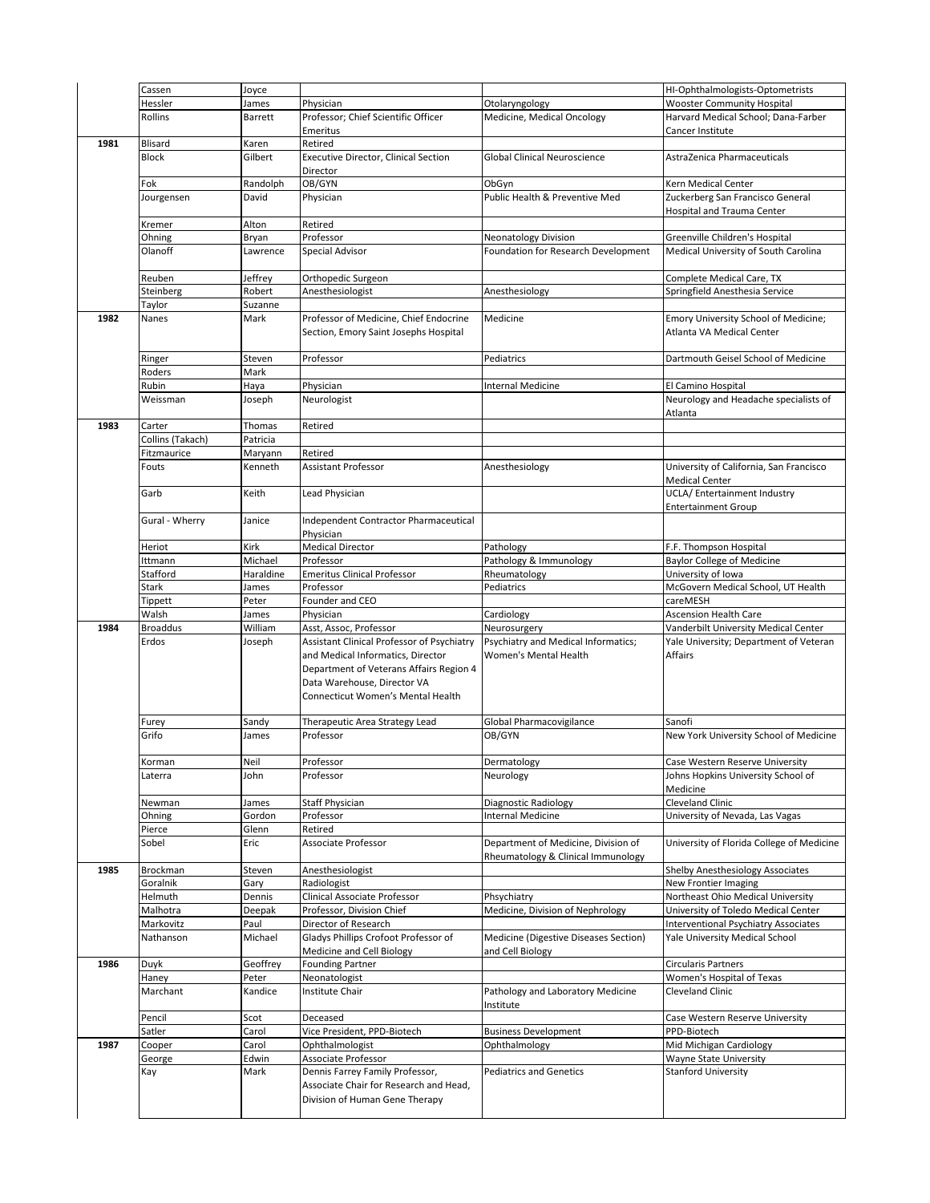| | | | | | |
|---|---|---|---|---|---|
| | Cassen | Joyce | | | HI-Ophthalmologists-Optometrists |
| | Hessler | James | Physician | Otolaryngology | Wooster Community Hospital |
| | Rollins | Barrett | Professor; Chief Scientific Officer Emeritus | Medicine, Medical Oncology | Harvard Medical School; Dana-Farber Cancer Institute |
| **1981** | Blisard | Karen | Retired | | |
| | Block | Gilbert | Executive Director, Clinical Section Director | Global Clinical Neuroscience | AstraZenica Pharmaceuticals |
| | Fok | Randolph | OB/GYN | ObGyn | Kern Medical Center |
| | Jourgensen | David | Physician | Public Health & Preventive Med | Zuckerberg San Francisco General Hospital and Trauma Center |
| | Kremer | Alton | Retired | | |
| | Ohning | Bryan | Professor | Neonatology Division | Greenville Children's Hospital |
| | Olanoff | Lawrence | Special Advisor | Foundation for Research Development | Medical University of South Carolina |
| | Reuben | Jeffrey | Orthopedic Surgeon | | Complete Medical Care, TX |
| | Steinberg | Robert | Anesthesiologist | Anesthesiology | Springfield Anesthesia Service |
| | Taylor | Suzanne | | | |
| **1982** | Nanes | Mark | Professor of Medicine, Chief Endocrine Section, Emory Saint Josephs Hospital | Medicine | Emory University School of Medicine; Atlanta VA Medical Center |
| | Ringer | Steven | Professor | Pediatrics | Dartmouth Geisel School of Medicine |
| | Roders | Mark | | | |
| | Rubin | Haya | Physician | Internal Medicine | El Camino Hospital |
| | Weissman | Joseph | Neurologist | | Neurology and Headache specialists of Atlanta |
| **1983** | Carter | Thomas | Retired | | |
| | Collins (Takach) | Patricia | | | |
| | Fitzmaurice | Maryann | Retired | | |
| | Fouts | Kenneth | Assistant Professor | Anesthesiology | University of California, San Francisco Medical Center |
| | Garb | Keith | Lead Physician | | UCLA/ Entertainment Industry Entertainment Group |
| | Gural - Wherry | Janice | Independent Contractor Pharmaceutical Physician | | |
| | Heriot | Kirk | Medical Director | Pathology | F.F. Thompson Hospital |
| | Ittmann | Michael | Professor | Pathology & Immunology | Baylor College of Medicine |
| | Stafford | Haraldine | Emeritus Clinical Professor | Rheumatology | University of Iowa |
| | Stark | James | Professor | Pediatrics | McGovern Medical School, UT Health |
| | Tippett | Peter | Founder and CEO | | careMESH |
| | Walsh | James | Physician | Cardiology | Ascension Health Care |
| **1984** | Broaddus | William | Asst, Assoc, Professor | Neurosurgery | Vanderbilt University Medical Center |
| | Erdos | Joseph | Assistant Clinical Professor of Psychiatry and Medical Informatics, Director Department of Veterans Affairs Region 4 Data Warehouse, Director VA Connecticut Women's Mental Health | Psychiatry and Medical Informatics; Women's Mental Health | Yale University; Department of Veteran Affairs |
| | Furey | Sandy | Therapeutic Area Strategy Lead | Global Pharmacovigilance | Sanofi |
| | Grifo | James | Professor | OB/GYN | New York University School of Medicine |
| | Korman | Neil | Professor | Dermatology | Case Western Reserve University |
| | Laterra | John | Professor | Neurology | Johns Hopkins University School of Medicine |
| | Newman | James | Staff Physician | Diagnostic Radiology | Cleveland Clinic |
| | Ohning | Gordon | Professor | Internal Medicine | University of Nevada, Las Vagas |
| | Pierce | Glenn | Retired | | |
| | Sobel | Eric | Associate Professor | Department of Medicine, Division of Rheumatology & Clinical Immunology | University of Florida College of Medicine |
| **1985** | Brockman | Steven | Anesthesiologist | | Shelby Anesthesiology Associates |
| | Goralnik | Gary | Radiologist | | New Frontier Imaging |
| | Helmuth | Dennis | Clinical Associate Professor | Phsychiatry | Northeast Ohio Medical University |
| | Malhotra | Deepak | Professor, Division Chief | Medicine, Division of Nephrology | University of Toledo Medical Center |
| | Markovitz | Paul | Director of Research | | Interventional Psychiatry Associates |
| | Nathanson | Michael | Gladys Phillips Crofoot Professor of Medicine and Cell Biology | Medicine (Digestive Diseases Section) and Cell Biology | Yale University Medical School |
| **1986** | Duyk | Geoffrey | Founding Partner | | Circularis Partners |
| | Haney | Peter | Neonatologist | | Women's Hospital of Texas |
| | Marchant | Kandice | Institute Chair | Pathology and Laboratory Medicine Institute | Cleveland Clinic |
| | Pencil | Scot | Deceased | | Case Western Reserve University |
| | Satler | Carol | Vice President, PPD-Biotech | Business Development | PPD-Biotech |
| **1987** | Cooper | Carol | Ophthalmologist | Ophthalmology | Mid Michigan Cardiology |
| | George | Edwin | Associate Professor | | Wayne State University |
| | Kay | Mark | Dennis Farrey Family Professor, Associate Chair for Research and Head, Division of Human Gene Therapy | Pediatrics and Genetics | Stanford University |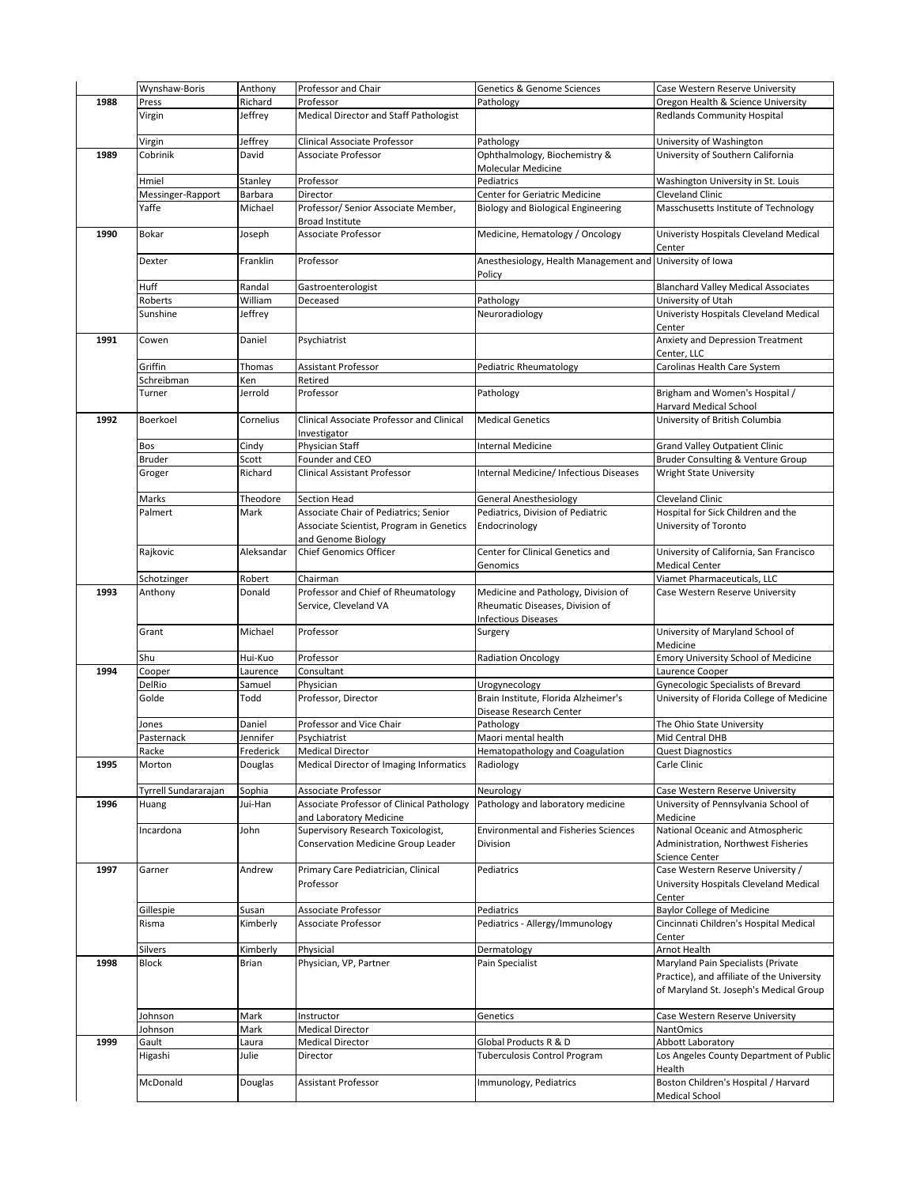| | | | | | |
|---|---|---|---|---|---|
| | Wynshaw-Boris | Anthony | Professor and Chair | Genetics & Genome Sciences | Case Western Reserve University |
| 1988 | Press | Richard | Professor | Pathology | Oregon Health & Science University |
| | Virgin | Jeffrey | Medical Director and Staff Pathologist | | Redlands Community Hospital |
| | Virgin | Jeffrey | Clinical Associate Professor | Pathology | University of Washington |
| 1989 | Cobrinik | David | Associate Professor | Ophthalmology, Biochemistry & Molecular Medicine | University of Southern California |
| | Hmiel | Stanley | Professor | Pediatrics | Washington University in St. Louis |
| | Messinger-Rapport | Barbara | Director | Center for Geriatric Medicine | Cleveland Clinic |
| | Yaffe | Michael | Professor/ Senior Associate Member, Broad Institute | Biology and Biological Engineering | Masschusetts Institute of Technology |
| 1990 | Bokar | Joseph | Associate Professor | Medicine, Hematology / Oncology | Univeristy Hospitals Cleveland Medical Center |
| | Dexter | Franklin | Professor | Anesthesiology, Health Management and Policy | University of Iowa |
| | Huff | Randal | Gastroenterologist | | Blanchard Valley Medical Associates |
| | Roberts | William | Deceased | Pathology | University of Utah |
| | Sunshine | Jeffrey | | Neuroradiology | Univeristy Hospitals Cleveland Medical Center |
| 1991 | Cowen | Daniel | Psychiatrist | | Anxiety and Depression Treatment Center, LLC |
| | Griffin | Thomas | Assistant Professor | Pediatric Rheumatology | Carolinas Health Care System |
| | Schreibman | Ken | Retired | | |
| | Turner | Jerrold | Professor | Pathology | Brigham and Women's Hospital / Harvard Medical School |
| 1992 | Boerkoel | Cornelius | Clinical Associate Professor and Clinical Investigator | Medical Genetics | University of British Columbia |
| | Bos | Cindy | Physician Staff | Internal Medicine | Grand Valley Outpatient Clinic |
| | Bruder | Scott | Founder and CEO | | Bruder Consulting & Venture Group |
| | Groger | Richard | Clinical Assistant Professor | Internal Medicine/ Infectious Diseases | Wright State University |
| | Marks | Theodore | Section Head | General Anesthesiology | Cleveland Clinic |
| | Palmert | Mark | Associate Chair of Pediatrics; Senior Associate Scientist, Program in Genetics and Genome Biology | Pediatrics, Division of Pediatric Endocrinology | Hospital for Sick Children and the University of Toronto |
| | Rajkovic | Aleksandar | Chief Genomics Officer | Center for Clinical Genetics and Genomics | University of California, San Francisco Medical Center |
| | Schotzinger | Robert | Chairman | | Viamet Pharmaceuticals, LLC |
| 1993 | Anthony | Donald | Professor and Chief of Rheumatology Service, Cleveland VA | Medicine and Pathology, Division of Rheumatic Diseases, Division of Infectious Diseases | Case Western Reserve University |
| | Grant | Michael | Professor | Surgery | University of Maryland School of Medicine |
| | Shu | Hui-Kuo | Professor | Radiation Oncology | Emory University School of Medicine |
| 1994 | Cooper | Laurence | Consultant | | Laurence Cooper |
| | DelRio | Samuel | Physician | Urogynecology | Gynecologic Specialists of Brevard |
| | Golde | Todd | Professor, Director | Brain Institute, Florida Alzheimer's Disease Research Center | University of Florida College of Medicine |
| | Jones | Daniel | Professor and Vice Chair | Pathology | The Ohio State University |
| | Pasternack | Jennifer | Psychiatrist | Maori mental health | Mid Central DHB |
| | Racke | Frederick | Medical Director | Hematopathology and Coagulation | Quest Diagnostics |
| 1995 | Morton | Douglas | Medical Director of Imaging Informatics | Radiology | Carle Clinic |
| | Tyrrell Sundararajan | Sophia | Associate Professor | Neurology | Case Western Reserve University |
| 1996 | Huang | Jui-Han | Associate Professor of Clinical Pathology and Laboratory Medicine | Pathology and laboratory medicine | University of Pennsylvania School of Medicine |
| | Incardona | John | Supervisory Research Toxicologist, Conservation Medicine Group Leader | Environmental and Fisheries Sciences Division | National Oceanic and Atmospheric Administration, Northwest Fisheries Science Center |
| 1997 | Garner | Andrew | Primary Care Pediatrician, Clinical Professor | Pediatrics | Case Western Reserve University / University Hospitals Cleveland Medical Center |
| | Gillespie | Susan | Associate Professor | Pediatrics | Baylor College of Medicine |
| | Risma | Kimberly | Associate Professor | Pediatrics - Allergy/Immunology | Cincinnati Children's Hospital Medical Center |
| | Silvers | Kimberly | Physicial | Dermatology | Arnot Health |
| 1998 | Block | Brian | Physician, VP, Partner | Pain Specialist | Maryland Pain Specialists (Private Practice), and affiliate of the University of Maryland St. Joseph's Medical Group |
| | Johnson | Mark | Instructor | Genetics | Case Western Reserve University |
| | Johnson | Mark | Medical Director | | NantOmics |
| 1999 | Gault | Laura | Medical Director | Global Products R & D | Abbott Laboratory |
| | Higashi | Julie | Director | Tuberculosis Control Program | Los Angeles County Department of Public Health |
| | McDonald | Douglas | Assistant Professor | Immunology, Pediatrics | Boston Children's Hospital / Harvard Medical School |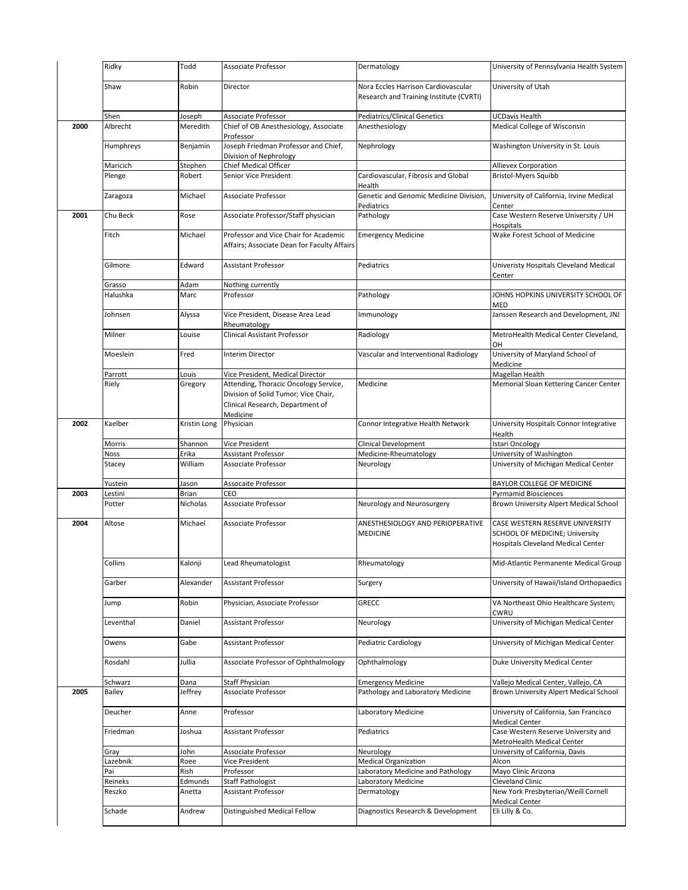| | | | | | |
|---|---|---|---|---|---|
| | Ridky | Todd | Associate Professor | Dermatology | University of Pennsylvania Health System |
| | Shaw | Robin | Director | Nora Eccles Harrison Cardiovascular Research and Training Institute (CVRTI) | University of Utah |
| | Shen | Joseph | Associate Professor | Pediatrics/Clinical Genetics | UCDavis Health |
| **2000** | Albrecht | Meredith | Chief of OB Anesthesiology, Associate Professor | Anesthesiology | Medical College of Wisconsin |
| | Humphreys | Benjamin | Joseph Friedman Professor and Chief, Division of Nephrology | Nephrology | Washington University in St. Louis |
| | Maricich | Stephen | Chief Medical Officer | | Allievex Corporation |
| | Plenge | Robert | Senior Vice President | Cardiovascular, Fibrosis and Global Health | Bristol-Myers Squibb |
| | Zaragoza | Michael | Associate Professor | Genetic and Genomic Medicine Division, Pediatrics | University of California, Irvine Medical Center |
| **2001** | Chu Beck | Rose | Associate Professor/Staff physician | Pathology | Case Western Reserve University / UH Hospitals |
| | Fitch | Michael | Professor and Vice Chair for Academic Affairs; Associate Dean for Faculty Affairs | Emergency Medicine | Wake Forest School of Medicine |
| | Gilmore | Edward | Assistant Professor | Pediatrics | Univeristy Hospitals Cleveland Medical Center |
| | Grasso | Adam | Nothing currently | | |
| | Halushka | Marc | Professor | Pathology | JOHNS HOPKINS UNIVERSITY SCHOOL OF MED |
| | Johnsen | Alyssa | Vice President, Disease Area Lead Rheumatology | Immunology | Janssen Research and Development, JNJ |
| | Milner | Louise | Clinical Assistant Professor | Radiology | MetroHealth Medical Center Cleveland, OH |
| | Moeslein | Fred | Interim Director | Vascular and Interventional Radiology | University of Maryland School of Medicine |
| | Parrott | Louis | Vice President, Medical Director | | Magellan Health |
| | Riely | Gregory | Attending, Thoracic Oncology Service, Division of Solid Tumor; Vice Chair, Clinical Research, Department of Medicine | Medicine | Memorial Sloan Kettering Cancer Center |
| **2002** | Kaelber | Kristin Long | Physician | Connor Integrative Health Network | University Hospitals Connor Integrative Health |
| | Morris | Shannon | Vice President | Clinical Development | Istari Oncology |
| | Noss | Erika | Assistant Professor | Medicine-Rheumatology | University of Washington |
| | Stacey | William | Associate Professor | Neurology | University of Michigan Medical Center |
| | Yustein | Jason | Assocaite Professor | | BAYLOR COLLEGE OF MEDICINE |
| **2003** | Lestini | Brian | CEO | | Pyrmamid Biosciences |
| | Potter | Nicholas | Associate Professor | Neurology and Neurosurgery | Brown University Alpert Medical School |
| **2004** | Altose | Michael | Associate Professor | ANESTHESIOLOGY AND PERIOPERATIVE MEDICINE | CASE WESTERN RESERVE UNIVERSITY SCHOOL OF MEDICINE; University Hospitals Cleveland Medical Center |
| | Collins | Kalonji | Lead Rheumatologist | Rheumatology | Mid-Atlantic Permanente Medical Group |
| | Garber | Alexander | Assistant Professor | Surgery | University of Hawaii/Island Orthopaedics |
| | Jump | Robin | Physician, Associate Professor | GRECC | VA Northeast Ohio Healthcare System; CWRU |
| | Leventhal | Daniel | Assistant Professor | Neurology | University of Michigan Medical Center |
| | Owens | Gabe | Assistant Professor | Pediatric Cardiology | University of Michigan Medical Center |
| | Rosdahl | Jullia | Associate Professor of Ophthalmology | Ophthalmology | Duke University Medical Center |
| | Schwarz | Dana | Staff Physician | Emergency Medicine | Vallejo Medical Center, Vallejo, CA |
| **2005** | Bailey | Jeffrey | Associate Professor | Pathology and Laboratory Medicine | Brown University Alpert Medical School |
| | Deucher | Anne | Professor | Laboratory Medicine | University of California, San Francisco Medical Center |
| | Friedman | Joshua | Assistant Professor | Pediatrics | Case Western Reserve University and MetroHealth Medical Center |
| | Gray | John | Associate Professor | Neurology | University of California, Davis |
| | Lazebnik | Roee | Vice President | Medical Organization | Alcon |
| | Pai | Rish | Professor | Laboratory Medicine and Pathology | Mayo Clinic Arizona |
| | Reineks | Edmunds | Staff Pathologist | Laboratory Medicine | Cleveland Clinic |
| | Reszko | Anetta | Assistant Professor | Dermatology | New York Presbyterian/Weill Cornell Medical Center |
| | Schade | Andrew | Distinguished Medical Fellow | Diagnostics Research & Development | Eli Lilly & Co. |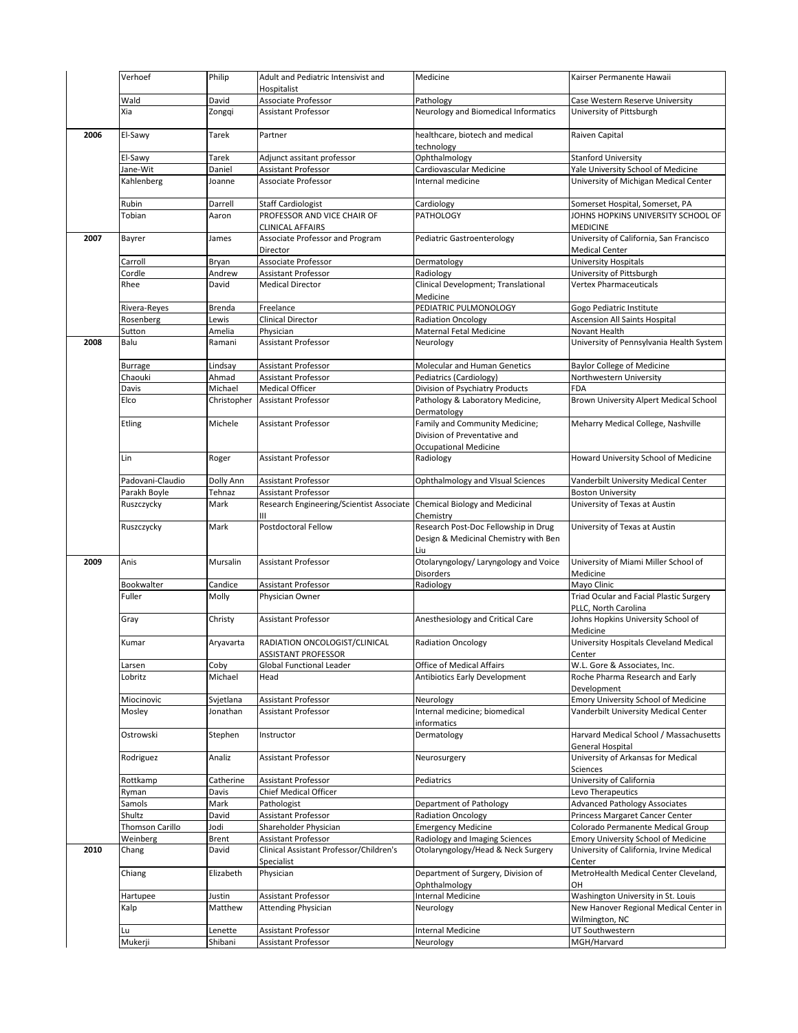| | | | | | |
|---|---|---|---|---|---|
| | Verhoef | Philip | Adult and Pediatric Intensivist and Hospitalist | Medicine | Kairser Permanente Hawaii |
| | Wald | David | Associate Professor | Pathology | Case Western Reserve University |
| | Xia | Zongqi | Assistant Professor | Neurology and Biomedical Informatics | University of Pittsburgh |
| **2006** | El-Sawy | Tarek | Partner | healthcare, biotech and medical technology | Raiven Capital |
| | El-Sawy | Tarek | Adjunct assitant professor | Ophthalmology | Stanford University |
| | Jane-Wit | Daniel | Assistant Professor | Cardiovascular Medicine | Yale University School of Medicine |
| | Kahlenberg | Joanne | Associate Professor | Internal medicine | University of Michigan Medical Center |
| | Rubin | Darrell | Staff Cardiologist | Cardiology | Somerset Hospital, Somerset, PA |
| | Tobian | Aaron | PROFESSOR AND VICE CHAIR OF CLINICAL AFFAIRS | PATHOLOGY | JOHNS HOPKINS UNIVERSITY SCHOOL OF MEDICINE |
| **2007** | Bayrer | James | Associate Professor and Program Director | Pediatric Gastroenterology | University of California, San Francisco Medical Center |
| | Carroll | Bryan | Associate Professor | Dermatology | University Hospitals |
| | Cordle | Andrew | Assistant Professor | Radiology | University of Pittsburgh |
| | Rhee | David | Medical Director | Clinical Development; Translational Medicine | Vertex Pharmaceuticals |
| | Rivera-Reyes | Brenda | Freelance | PEDIATRIC PULMONOLOGY | Gogo Pediatric Institute |
| | Rosenberg | Lewis | Clinical Director | Radiation Oncology | Ascension All Saints Hospital |
| | Sutton | Amelia | Physician | Maternal Fetal Medicine | Novant Health |
| **2008** | Balu | Ramani | Assistant Professor | Neurology | University of Pennsylvania Health System |
| | Burrage | Lindsay | Assistant Professor | Molecular and Human Genetics | Baylor College of Medicine |
| | Chaouki | Ahmad | Assistant Professor | Pediatrics (Cardiology) | Northwestern University |
| | Davis | Michael | Medical Officer | Division of Psychiatry Products | FDA |
| | Elco | Christopher | Assistant Professor | Pathology & Laboratory Medicine, Dermatology | Brown University Alpert Medical School |
| | Etling | Michele | Assistant Professor | Family and Community Medicine; Division of Preventative and Occupational Medicine | Meharry Medical College, Nashville |
| | Lin | Roger | Assistant Professor | Radiology | Howard University School of Medicine |
| | Padovani-Claudio | Dolly Ann | Assistant Professor | Ophthalmology and VIsual Sciences | Vanderbilt University Medical Center |
| | Parakh Boyle | Tehnaz | Assistant Professor | | Boston University |
| | Ruszczycky | Mark | Research Engineering/Scientist Associate III | Chemical Biology and Medicinal Chemistry | University of Texas at Austin |
| | Ruszczycky | Mark | Postdoctoral Fellow | Research Post-Doc Fellowship in Drug Design & Medicinal Chemistry with Ben Liu | University of Texas at Austin |
| **2009** | Anis | Mursalin | Assistant Professor | Otolaryngology/ Laryngology and Voice Disorders | University of Miami Miller School of Medicine |
| | Bookwalter | Candice | Assistant Professor | Radiology | Mayo Clinic |
| | Fuller | Molly | Physician Owner | | Triad Ocular and Facial Plastic Surgery PLLC, North Carolina |
| | Gray | Christy | Assistant Professor | Anesthesiology and Critical Care | Johns Hopkins University School of Medicine |
| | Kumar | Aryavarta | RADIATION ONCOLOGIST/CLINICAL ASSISTANT PROFESSOR | Radiation Oncology | University Hospitals Cleveland Medical Center |
| | Larsen | Coby | Global Functional Leader | Office of Medical Affairs | W.L. Gore & Associates, Inc. |
| | Lobritz | Michael | Head | Antibiotics Early Development | Roche Pharma Research and Early Development |
| | Miocinovic | Svjetlana | Assistant Professor | Neurology | Emory University School of Medicine |
| | Mosley | Jonathan | Assistant Professor | Internal medicine; biomedical informatics | Vanderbilt University Medical Center |
| | Ostrowski | Stephen | Instructor | Dermatology | Harvard Medical School / Massachusetts General Hospital |
| | Rodriguez | Analiz | Assistant Professor | Neurosurgery | University of Arkansas for Medical Sciences |
| | Rottkamp | Catherine | Assistant Professor | Pediatrics | University of California |
| | Ryman | Davis | Chief Medical Officer | | Levo Therapeutics |
| | Samols | Mark | Pathologist | Department of Pathology | Advanced Pathology Associates |
| | Shultz | David | Assistant Professor | Radiation Oncology | Princess Margaret Cancer Center |
| | Thomson Carillo | Jodi | Shareholder Physician | Emergency Medicine | Colorado Permanente Medical Group |
| | Weinberg | Brent | Assistant Professor | Radiology and Imaging Sciences | Emory University School of Medicine |
| **2010** | Chang | David | Clinical Assistant Professor/Children's Specialist | Otolaryngology/Head & Neck Surgery | University of California, Irvine Medical Center |
| | Chiang | Elizabeth | Physician | Department of Surgery, Division of Ophthalmology | MetroHealth Medical Center Cleveland, OH |
| | Hartupee | Justin | Assistant Professor | Internal Medicine | Washington University in St. Louis |
| | Kalp | Matthew | Attending Physician | Neurology | New Hanover Regional Medical Center in Wilmington, NC |
| | Lu | Lenette | Assistant Professor | Internal Medicine | UT Southwestern |
| | Mukerji | Shibani | Assistant Professor | Neurology | MGH/Harvard |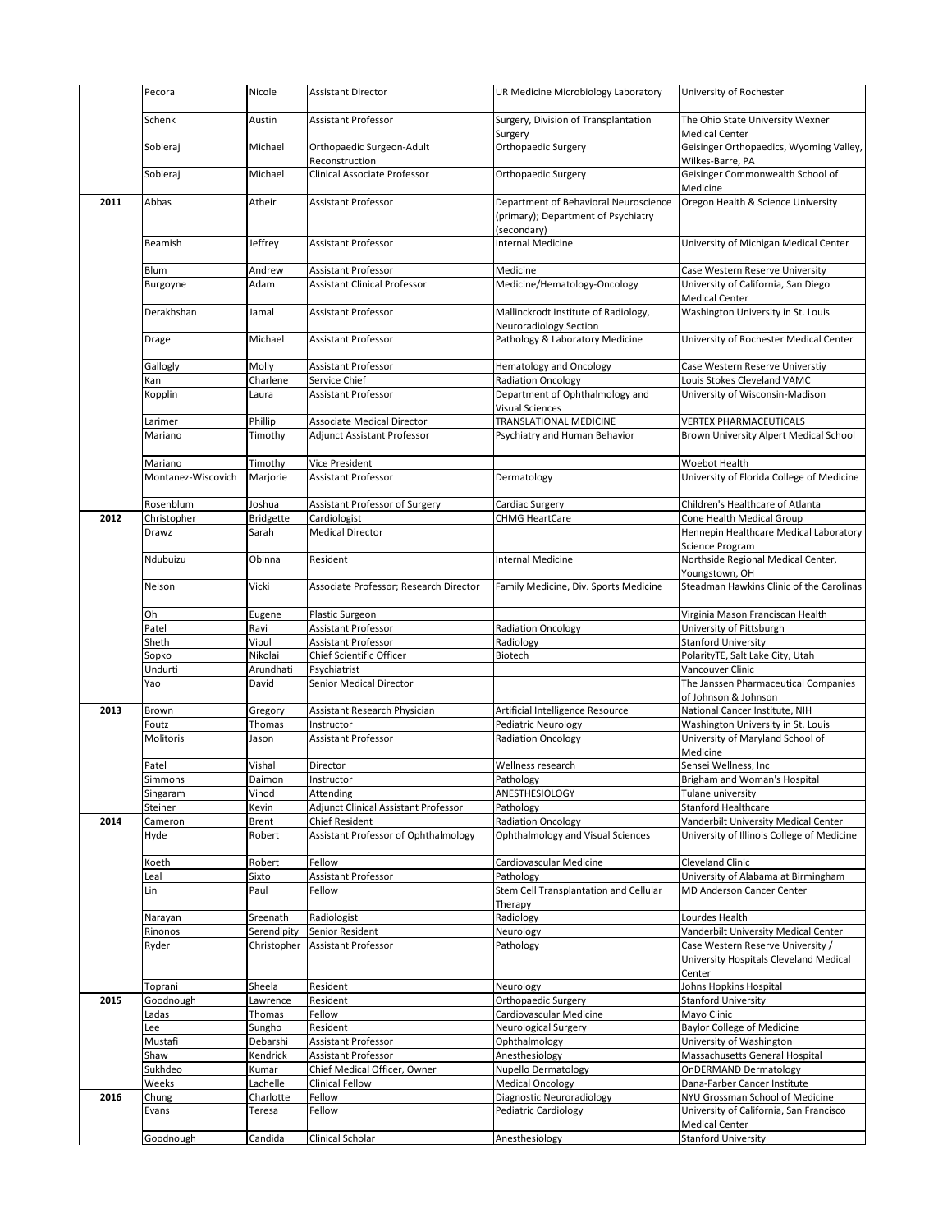| Year | Last Name | First Name | Title | Department | Institution |
|---|---|---|---|---|---|
| | Pecora | Nicole | Assistant Director | UR Medicine Microbiology Laboratory | University of Rochester |
| | Schenk | Austin | Assistant Professor | Surgery, Division of Transplantation Surgery | The Ohio State University Wexner Medical Center |
| | Sobieraj | Michael | Orthopaedic Surgeon-Adult Reconstruction | Orthopaedic Surgery | Geisinger Orthopaedics, Wyoming Valley, Wilkes-Barre, PA |
| | Sobieraj | Michael | Clinical Associate Professor | Orthopaedic Surgery | Geisinger Commonwealth School of Medicine |
| **2011** | Abbas | Atheir | Assistant Professor | Department of Behavioral Neuroscience (primary); Department of Psychiatry (secondary) | Oregon Health & Science University |
| | Beamish | Jeffrey | Assistant Professor | Internal Medicine | University of Michigan Medical Center |
| | Blum | Andrew | Assistant Professor | Medicine | Case Western Reserve University |
| | Burgoyne | Adam | Assistant Clinical Professor | Medicine/Hematology-Oncology | University of California, San Diego Medical Center |
| | Derakhshan | Jamal | Assistant Professor | Mallinckrodt Institute of Radiology, Neuroradiology Section | Washington University in St. Louis |
| | Drage | Michael | Assistant Professor | Pathology & Laboratory Medicine | University of Rochester Medical Center |
| | Gallogly | Molly | Assistant Professor | Hematology and Oncology | Case Western Reserve Universtiy |
| | Kan | Charlene | Service Chief | Radiation Oncology | Louis Stokes Cleveland VAMC |
| | Kopplin | Laura | Assistant Professor | Department of Ophthalmology and Visual Sciences | University of Wisconsin-Madison |
| | Larimer | Phillip | Associate Medical Director | TRANSLATIONAL MEDICINE | VERTEX PHARMACEUTICALS |
| | Mariano | Timothy | Adjunct Assistant Professor | Psychiatry and Human Behavior | Brown University Alpert Medical School |
| | Mariano | Timothy | Vice President | | Woebot Health |
| | Montanez-Wiscovich | Marjorie | Assistant Professor | Dermatology | University of Florida College of Medicine |
| | Rosenblum | Joshua | Assistant Professor of Surgery | Cardiac Surgery | Children's Healthcare of Atlanta |
| **2012** | Christopher | Bridgette | Cardiologist | CHMG HeartCare | Cone Health Medical Group |
| | Drawz | Sarah | Medical Director | | Hennepin Healthcare Medical Laboratory Science Program |
| | Ndubuizu | Obinna | Resident | Internal Medicine | Northside Regional Medical Center, Youngstown, OH |
| | Nelson | Vicki | Associate Professor; Research Director | Family Medicine, Div. Sports Medicine | Steadman Hawkins Clinic of the Carolinas |
| | Oh | Eugene | Plastic Surgeon | | Virginia Mason Franciscan Health |
| | Patel | Ravi | Assistant Professor | Radiation Oncology | University of Pittsburgh |
| | Sheth | Vipul | Assistant Professor | Radiology | Stanford University |
| | Sopko | Nikolai | Chief Scientific Officer | Biotech | PolarityTE, Salt Lake City, Utah |
| | Undurti | Arundhati | Psychiatrist | | Vancouver Clinic |
| | Yao | David | Senior Medical Director | | The Janssen Pharmaceutical Companies of Johnson & Johnson |
| **2013** | Brown | Gregory | Assistant Research Physician | Artificial Intelligence Resource | National Cancer Institute, NIH |
| | Foutz | Thomas | Instructor | Pediatric Neurology | Washington University in St. Louis |
| | Molitoris | Jason | Assistant Professor | Radiation Oncology | University of Maryland School of Medicine |
| | Patel | Vishal | Director | Wellness research | Sensei Wellness, Inc |
| | Simmons | Daimon | Instructor | Pathology | Brigham and Woman's Hospital |
| | Singaram | Vinod | Attending | ANESTHESIOLOGY | Tulane university |
| | Steiner | Kevin | Adjunct Clinical Assistant Professor | Pathology | Stanford Healthcare |
| **2014** | Cameron | Brent | Chief Resident | Radiation Oncology | Vanderbilt University Medical Center |
| | Hyde | Robert | Assistant Professor of Ophthalmology | Ophthalmology and Visual Sciences | University of Illinois College of Medicine |
| | Koeth | Robert | Fellow | Cardiovascular Medicine | Cleveland Clinic |
| | Leal | Sixto | Assistant Professor | Pathology | University of Alabama at Birmingham |
| | Lin | Paul | Fellow | Stem Cell Transplantation and Cellular Therapy | MD Anderson Cancer Center |
| | Narayan | Sreenath | Radiologist | Radiology | Lourdes Health |
| | Rinonos | Serendipity | Senior Resident | Neurology | Vanderbilt University Medical Center |
| | Ryder | Christopher | Assistant Professor | Pathology | Case Western Reserve University / University Hospitals Cleveland Medical Center |
| | Toprani | Sheela | Resident | Neurology | Johns Hopkins Hospital |
| **2015** | Goodnough | Lawrence | Resident | Orthopaedic Surgery | Stanford University |
| | Ladas | Thomas | Fellow | Cardiovascular Medicine | Mayo Clinic |
| | Lee | Sungho | Resident | Neurological Surgery | Baylor College of Medicine |
| | Mustafi | Debarshi | Assistant Professor | Ophthalmology | University of Washington |
| | Shaw | Kendrick | Assistant Professor | Anesthesiology | Massachusetts General Hospital |
| | Sukhdeo | Kumar | Chief Medical Officer, Owner | Nupello Dermatology | OnDERMAND Dermatology |
| | Weeks | Lachelle | Clinical Fellow | Medical Oncology | Dana-Farber Cancer Institute |
| **2016** | Chung | Charlotte | Fellow | Diagnostic Neuroradiology | NYU Grossman School of Medicine |
| | Evans | Teresa | Fellow | Pediatric Cardiology | University of California, San Francisco Medical Center |
| | Goodnough | Candida | Clinical Scholar | Anesthesiology | Stanford University |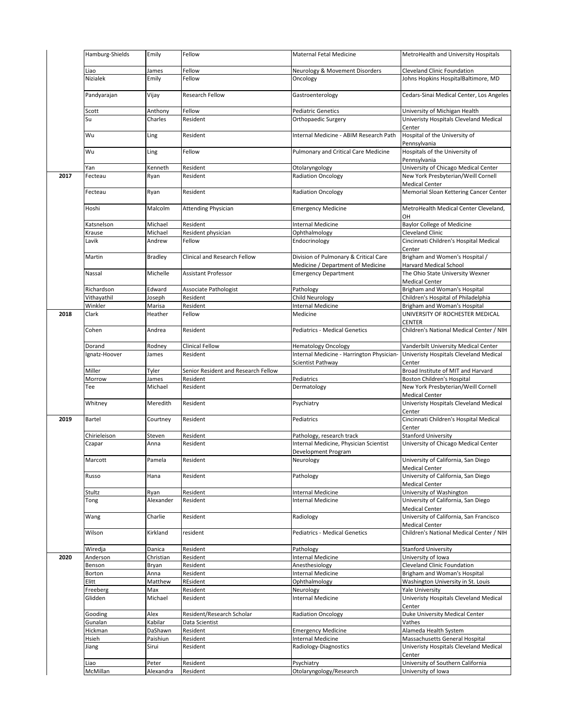| | | | | | |
|---|---|---|---|---|---|
| | Hamburg-Shields | Emily | Fellow | Maternal Fetal Medicine | MetroHealth and University Hospitals |
| | Liao | James | Fellow | Neurology & Movement Disorders | Cleveland Clinic Foundation |
| | Nizialek | Emily | Fellow | Oncology | Johns Hopkins HospitalBaltimore, MD |
| | Pandyarajan | Vijay | Research Fellow | Gastroenterology | Cedars-Sinai Medical Center, Los Angeles |
| | Scott | Anthony | Fellow | Pediatric Genetics | University of Michigan Health |
| | Su | Charles | Resident | Orthopaedic Surgery | Univeristy Hospitals Cleveland Medical Center |
| | Wu | Ling | Resident | Internal Medicine - ABIM Research Path | Hospital of the University of Pennsylvania |
| | Wu | Ling | Fellow | Pulmonary and Critical Care Medicine | Hospitals of the University of Pennsylvania |
| | Yan | Kenneth | Resident | Otolaryngology | University of Chicago Medical Center |
| **2017** | Fecteau | Ryan | Resident | Radiation Oncology | New York Presbyterian/Weill Cornell Medical Center |
| | Fecteau | Ryan | Resident | Radiation Oncology | Memorial Sloan Kettering Cancer Center |
| | Hoshi | Malcolm | Attending Physician | Emergency Medicine | MetroHealth Medical Center Cleveland, OH |
| | Katsnelson | Michael | Resident | Internal Medicine | Baylor College of Medicine |
| | Krause | Michael | Resident physician | Ophthalmology | Cleveland Clinic |
| | Lavik | Andrew | Fellow | Endocrinology | Cincinnati Children's Hospital Medical Center |
| | Martin | Bradley | Clinical and Research Fellow | Division of Pulmonary & Critical Care Medicine / Department of Medicine | Brigham and Women's Hospital / Harvard Medical School |
| | Nassal | Michelle | Assistant Professor | Emergency Department | The Ohio State University Wexner Medical Center |
| | Richardson | Edward | Associate Pathologist | Pathology | Brigham and Woman's Hospital |
| | Vithayathil | Joseph | Resident | Child Neurology | Children's Hospital of Philadelphia |
| | Winkler | Marisa | Resident | Internal Medicine | Brigham and Woman's Hospital |
| **2018** | Clark | Heather | Fellow | Medicine | UNIVERSITY OF ROCHESTER MEDICAL CENTER |
| | Cohen | Andrea | Resident | Pediatrics - Medical Genetics | Children's National Medical Center / NIH |
| | Dorand | Rodney | Clinical Fellow | Hematology Oncology | Vanderbilt University Medical Center |
| | Ignatz-Hoover | James | Resident | Internal Medicine - Harrington Physician-Scientist Pathway | Univeristy Hospitals Cleveland Medical Center |
| | Miller | Tyler | Senior Resident and Research Fellow | | Broad Institute of MIT and Harvard |
| | Morrow | James | Resident | Pediatrics | Boston Children's Hospital |
| | Tee | Michael | Resident | Dermatology | New York Presbyterian/Weill Cornell Medical Center |
| | Whitney | Meredith | Resident | Psychiatry | Univeristy Hospitals Cleveland Medical Center |
| **2019** | Bartel | Courtney | Resident | Pediatrics | Cincinnati Children's Hospital Medical Center |
| | Chirieleison | Steven | Resident | Pathology, research track | Stanford University |
| | Czapar | Anna | Resident | Internal Medicine, Physician Scientist Development Program | University of Chicago Medical Center |
| | Marcott | Pamela | Resident | Neurology | University of California, San Diego Medical Center |
| | Russo | Hana | Resident | Pathology | University of California, San Diego Medical Center |
| | Stultz | Ryan | Resident | Internal Medicine | University of Washington |
| | Tong | Alexander | Resident | Internal Medicine | University of California, San Diego Medical Center |
| | Wang | Charlie | Resident | Radiology | University of California, San Francisco Medical Center |
| | Wilson | Kirkland | resident | Pediatrics - Medical Genetics | Children's National Medical Center / NIH |
| | Wiredja | Danica | Resident | Pathology | Stanford University |
| **2020** | Anderson | Christian | Resident | Internal Medicine | University of Iowa |
| | Benson | Bryan | Resident | Anesthesiology | Cleveland Clinic Foundation |
| | Borton | Anna | Resident | Internal Medicine | Brigham and Woman's Hospital |
| | Elitt | Matthew | REsident | Ophthalmology | Washington University in St. Louis |
| | Freeberg | Max | Resident | Neurology | Yale University |
| | Glidden | Michael | Resident | Internal Medicine | Univeristy Hospitals Cleveland Medical Center |
| | Gooding | Alex | Resident/Research Scholar | Radiation Oncology | Duke University Medical Center |
| | Gunalan | Kabilar | Data Scientist | | Vathes |
| | Hickman | DaShawn | Resident | Emergency Medicine | Alameda Health System |
| | Hsieh | Paishiun | Resident | Internal Medicine | Massachusetts General Hospital |
| | Jiang | Sirui | Resident | Radiology-Diagnostics | Univeristy Hospitals Cleveland Medical Center |
| | Liao | Peter | Resident | Psychiatry | University of Southern California |
| | McMillan | Alexandra | Resident | Otolaryngology/Research | University of Iowa |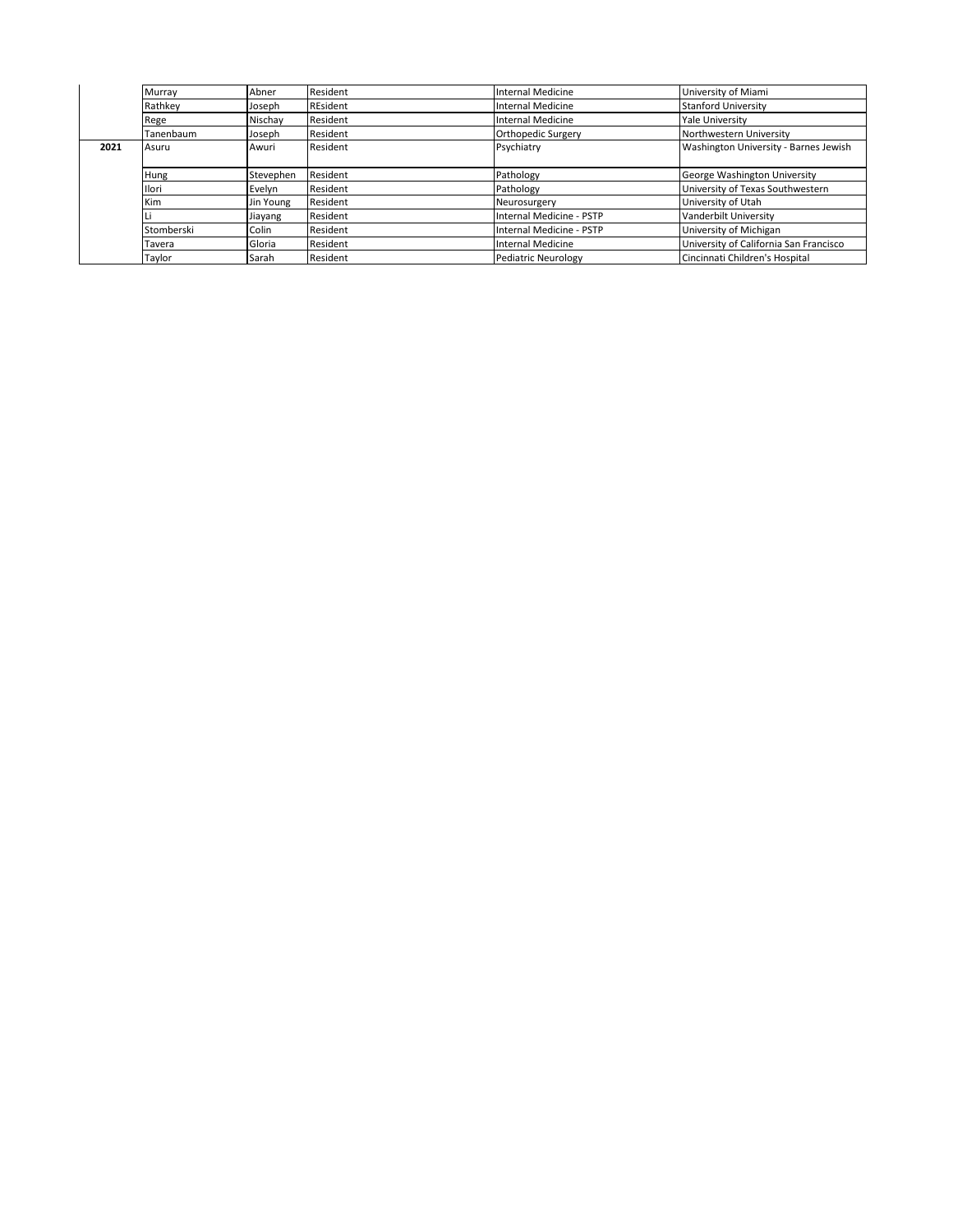| | | | | | |
|---|---|---|---|---|---|
| | Murray | Abner | Resident | Internal Medicine | University of Miami |
| | Rathkey | Joseph | REsident | Internal Medicine | Stanford University |
| | Rege | Nischay | Resident | Internal Medicine | Yale University |
| | Tanenbaum | Joseph | Resident | Orthopedic Surgery | Northwestern University |
| **2021** | Asuru | Awuri | Resident | Psychiatry | Washington University - Barnes Jewish |
| | Hung | Stevephen | Resident | Pathology | George Washington University |
| | Ilori | Evelyn | Resident | Pathology | University of Texas Southwestern |
| | Kim | Jin Young | Resident | Neurosurgery | University of Utah |
| | Li | Jiayang | Resident | Internal Medicine - PSTP | Vanderbilt University |
| | Stomberski | Colin | Resident | Internal Medicine - PSTP | University of Michigan |
| | Tavera | Gloria | Resident | Internal Medicine | University of California San Francisco |
| | Taylor | Sarah | Resident | Pediatric Neurology | Cincinnati Children's Hospital |